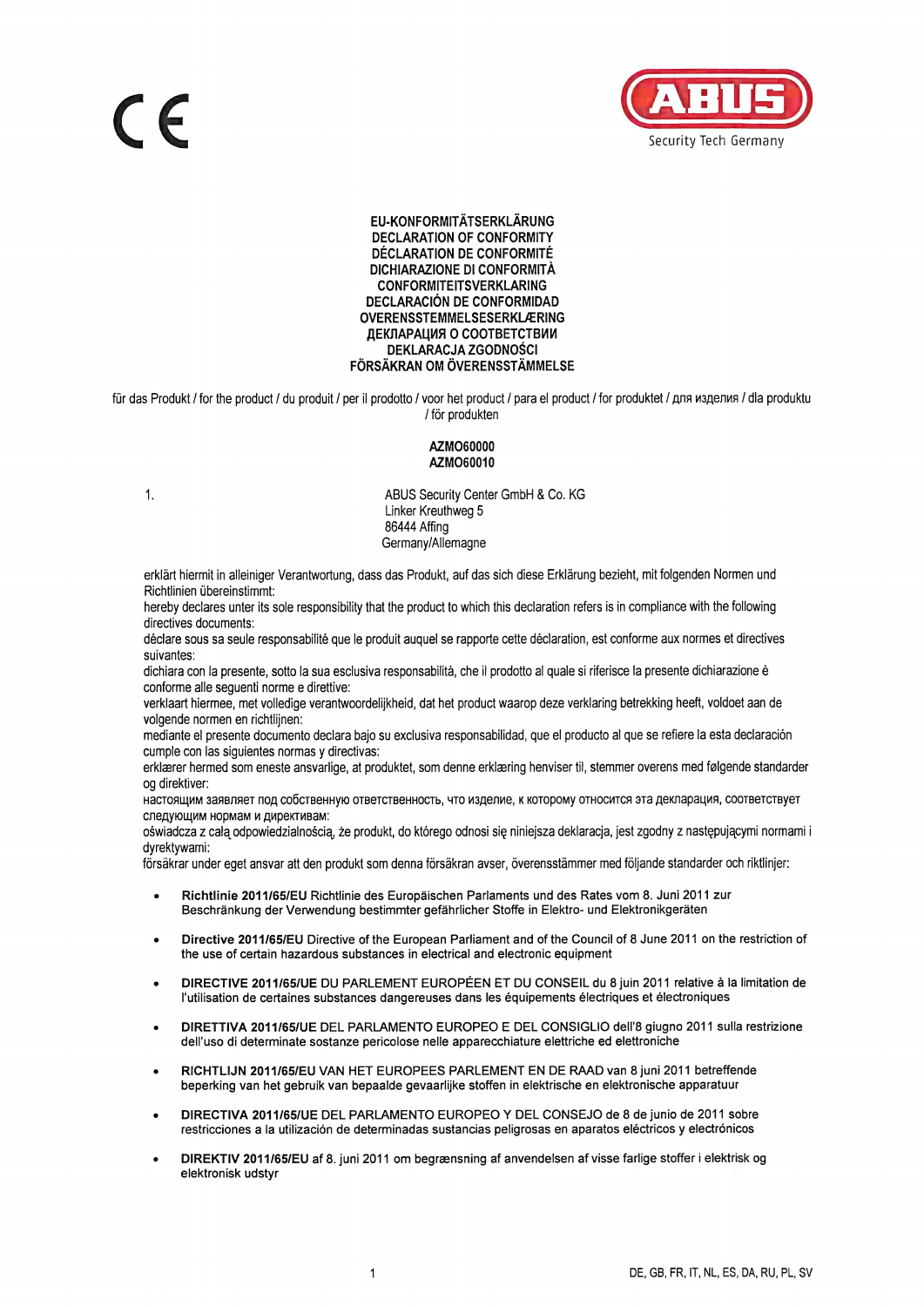CE

ABUS
Security Tech Germany

**EU-KONFORMITÄTSERKLÄRUNG**
**DECLARATION OF CONFORMITY**
**DÉCLARATION DE CONFORMITÉ**
**DICHIARAZIONE DI CONFORMITÀ**
**CONFORMITEITSVERKLARING**
**DECLARACIÓN DE CONFORMIDAD**
**OVERENSSTEMMELSESERKLÆRING**
**ДЕКЛАРАЦИЯ О СООТВЕТСТВИИ**
**DEKLARACJA ZGODNOŚCI**
**FÖRSÄKRAN OM ÖVERENSSTÄMMELSE**

für das Produkt / for the product / du produit / per il prodotto / voor het product / para el product / for produktet / для изделия / dla produktu / för produkten

**AZMO60000**
**AZMO60010**

1. ABUS Security Center GmbH & Co. KG
Linker Kreuthweg 5
86444 Affing
Germany/Allemagne

erklärt hiermit in alleiniger Verantwortung, dass das Produkt, auf das sich diese Erklärung bezieht, mit folgenden Normen und Richtlinien übereinstimmt:
hereby declares under its sole responsibility that the product to which this declaration refers is in compliance with the following directives documents:
déclare sous sa seule responsabilité que le produit auquel se rapporte cette déclaration, est conforme aux normes et directives suivantes:
dichiara con la presente, sotto la sua esclusiva responsabilità, che il prodotto al quale si riferisce la presente dichiarazione è conforme alle seguenti norme e direttive:
verklaart hiermee, met volledige verantwoordelijkheid, dat het product waarop deze verklaring betrekking heeft, voldoet aan de volgende normen en richtlijnen:
mediante el presente documento declara bajo su exclusiva responsabilidad, que el producto al que se refiere la esta declaración cumple con las siguientes normas y directivas:
erklærer hermed som eneste ansvarlige, at produktet, som denne erklæring henviser til, stemmer overens med følgende standarder og direktiver:
настоящим заявляет под собственную ответственность, что изделие, к которому относится эта декларация, соответствует следующим нормам и директивам:
oświadcza z całą odpowiedzialnością, że produkt, do którego odnosi się niniejsza deklaracja, jest zgodny z następującymi normami i dyrektywami:
försäkrar under eget ansvar att den produkt som denna försäkran avser, överensstämmer med följande standarder och riktlinjer:

- **Richtlinie 2011/65/EU** Richtlinie des Europäischen Parlaments und des Rates vom 8. Juni 2011 zur Beschränkung der Verwendung bestimmter gefährlicher Stoffe in Elektro- und Elektronikgeräten
- **Directive 2011/65/EU** Directive of the European Parliament and of the Council of 8 June 2011 on the restriction of the use of certain hazardous substances in electrical and electronic equipment
- **DIRECTIVE 2011/65/UE** DU PARLEMENT EUROPÉEN ET DU CONSEIL du 8 juin 2011 relative à la limitation de l'utilisation de certaines substances dangereuses dans les équipements électriques et électroniques
- **DIRETTIVA 2011/65/UE** DEL PARLAMENTO EUROPEO E DEL CONSIGLIO dell'8 giugno 2011 sulla restrizione dell'uso di determinate sostanze pericolose nelle apparecchiature elettriche ed elettroniche
- **RICHTLIJN 2011/65/EU** VAN HET EUROPEES PARLEMENT EN DE RAAD van 8 juni 2011 betreffende beperking van het gebruik van bepaalde gevaarlijke stoffen in elektrische en elektronische apparatuur
- **DIRECTIVA 2011/65/UE** DEL PARLAMENTO EUROPEO Y DEL CONSEJO de 8 de junio de 2011 sobre restricciones a la utilización de determinadas sustancias peligrosas en aparatos eléctricos y electrónicos
- **DIREKTIV 2011/65/EU** af 8. juni 2011 om begrænsning af anvendelsen af visse farlige stoffer i elektrisk og elektronisk udstyr

DE, GB, FR, IT, NL, ES, DA, RU, PL, SV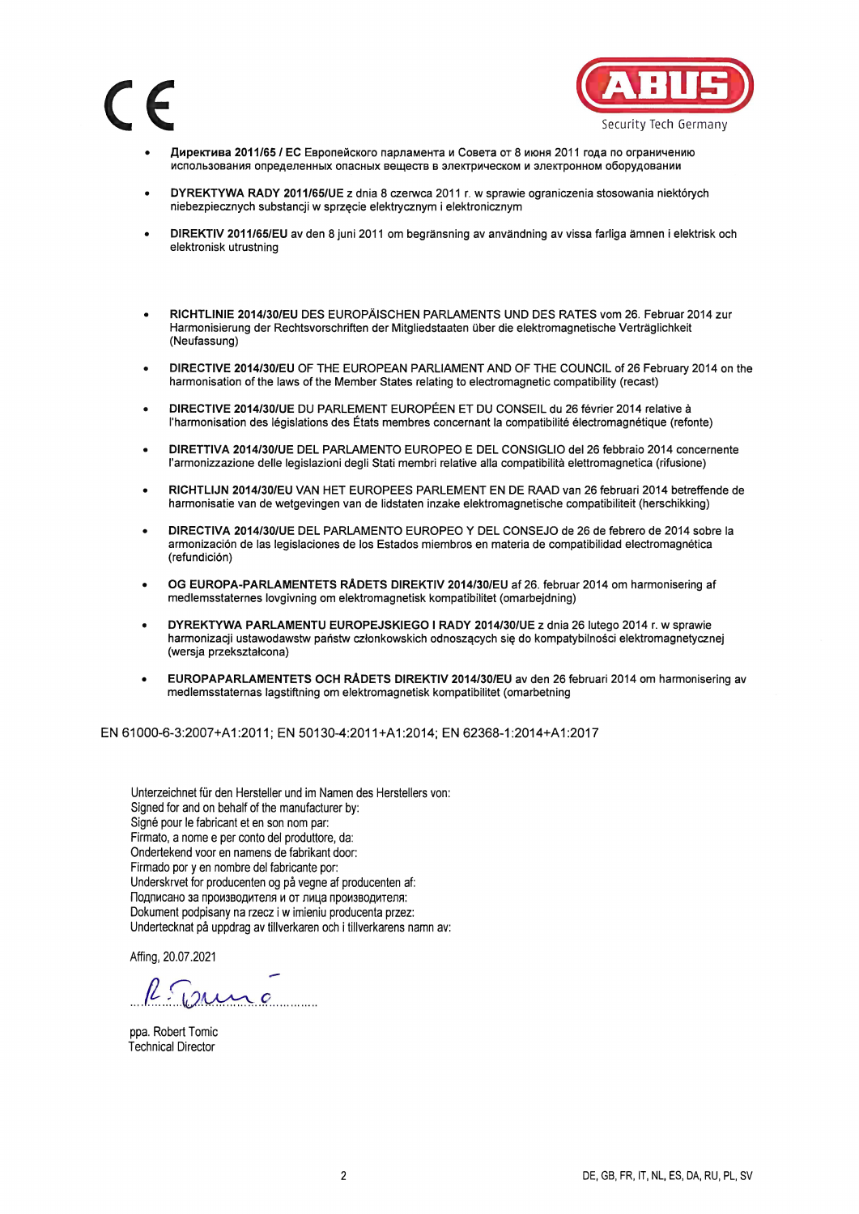CE

ABUS
Security Tech Germany

- **Директива 2011/65 / ЕС** Европейского парламента и Совета от 8 июня 2011 года по ограничению использования определенных опасных веществ в электрическом и электронном оборудовании
- **DYREKTYWA RADY 2011/65/UE** z dnia 8 czerwca 2011 r. w sprawie ograniczenia stosowania niektórych niebezpiecznych substancji w sprzęcie elektrycznym i elektronicznym
- **DIREKTIV 2011/65/EU** av den 8 juni 2011 om begränsning av användning av vissa farliga ämnen i elektrisk och elektronisk utrustning

- **RICHTLINIE 2014/30/EU** DES EUROPÄISCHEN PARLAMENTS UND DES RATES vom 26. Februar 2014 zur Harmonisierung der Rechtsvorschriften der Mitgliedstaaten über die elektromagnetische Verträglichkeit (Neufassung)
- **DIRECTIVE 2014/30/EU** OF THE EUROPEAN PARLIAMENT AND OF THE COUNCIL of 26 February 2014 on the harmonisation of the laws of the Member States relating to electromagnetic compatibility (recast)
- **DIRECTIVE 2014/30/UE** DU PARLEMENT EUROPÉEN ET DU CONSEIL du 26 février 2014 relative à l'harmonisation des législations des États membres concernant la compatibilité électromagnétique (refonte)
- **DIRETTIVA 2014/30/UE** DEL PARLAMENTO EUROPEO E DEL CONSIGLIO del 26 febbraio 2014 concernente l'armonizzazione delle legislazioni degli Stati membri relative alla compatibilità elettromagnetica (rifusione)
- **RICHTLIJN 2014/30/EU** VAN HET EUROPEES PARLEMENT EN DE RAAD van 26 februari 2014 betreffende de harmonisatie van de wetgevingen van de lidstaten inzake elektromagnetische compatibiliteit (herschikking)
- **DIRECTIVA 2014/30/UE** DEL PARLAMENTO EUROPEO Y DEL CONSEJO de 26 de febrero de 2014 sobre la armonización de las legislaciones de los Estados miembros en materia de compatibilidad electromagnética (refundición)
- **OG EUROPA-PARLAMENTETS RÅDETS DIREKTIV 2014/30/EU** af 26. februar 2014 om harmonisering af medlemsstaternes lovgivning om elektromagnetisk kompatibilitet (omarbejdning)
- **DYREKTYWA PARLAMENTU EUROPEJSKIEGO I RADY 2014/30/UE** z dnia 26 lutego 2014 r. w sprawie harmonizacji ustawodawstw państw członkowskich odnoszących się do kompatybilności elektromagnetycznej (wersja przekształcona)
- **EUROPAPARLAMENTETS OCH RÅDETS DIREKTIV 2014/30/EU** av den 26 februari 2014 om harmonisering av medlemsstaternas lagstiftning om elektromagnetisk kompatibilitet (omarbetning

EN 61000-6-3:2007+A1:2011; EN 50130-4:2011+A1:2014; EN 62368-1:2014+A1:2017

Unterzeichnet für den Hersteller und im Namen des Herstellers von:
Signed for and on behalf of the manufacturer by:
Signé pour le fabricant et en son nom par:
Firmato, a nome e per conto del produttore, da:
Ondertekend voor en namens de fabrikant door:
Firmado por y en nombre del fabricante por:
Underskrvet for producenten og på vegne af producenten af:
Подписано за производителя и от лица производителя:
Dokument podpisany na rzecz i w imieniu producenta przez:
Undertecknat på uppdrag av tillverkaren och i tillverkarens namn av:

Affing, 20.07.2021

ppa. Robert Tomic
Technical Director

DE, GB, FR, IT, NL, ES, DA, RU, PL, SV